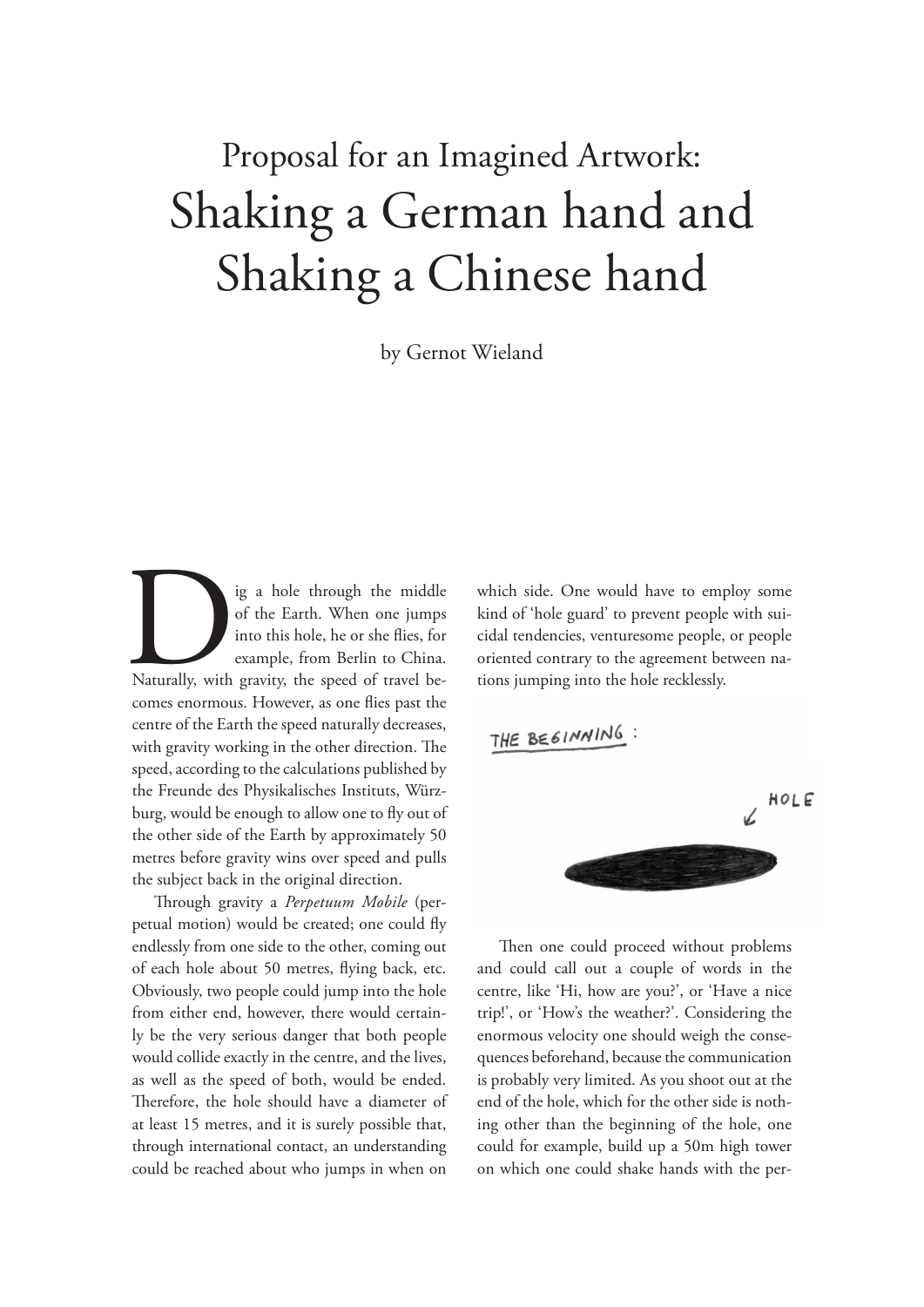Proposal for an Imagined Artwork:

# Shaking a German hand and Shaking a Chinese hand

by Gernot Wieland

Dig a hole through the middle of the Earth. When one jumps into this hole, he or she flies, for example, from Berlin to China. Naturally, with gravity, the speed of travel becomes enormous. However, as one flies past the centre of the Earth the speed naturally decreases, with gravity working in the other direction. The speed, according to the calculations published by the Freunde des Physikalisches Instituts, Würzburg, would be enough to allow one to fly out of the other side of the Earth by approximately 50 metres before gravity wins over speed and pulls the subject back in the original direction.

Through gravity a *Perpetuum Mobile* (perpetual motion) would be created; one could fly endlessly from one side to the other, coming out of each hole about 50 metres, flying back, etc. Obviously, two people could jump into the hole from either end, however, there would certainly be the very serious danger that both people would collide exactly in the centre, and the lives, as well as the speed of both, would be ended. Therefore, the hole should have a diameter of at least 15 metres, and it is surely possible that, through international contact, an understanding could be reached about who jumps in when on which side. One would have to employ some kind of 'hole guard' to prevent people with suicidal tendencies, venturesome people, or people oriented contrary to the agreement between nations jumping into the hole recklessly.

Then one could proceed without problems and could call out a couple of words in the centre, like 'Hi, how are you?', or 'Have a nice trip!', or 'How's the weather?'. Considering the enormous velocity one should weigh the consequences beforehand, because the communication is probably very limited. As you shoot out at the end of the hole, which for the other side is nothing other than the beginning of the hole, one could for example, build up a 50m high tower on which one could shake hands with the per-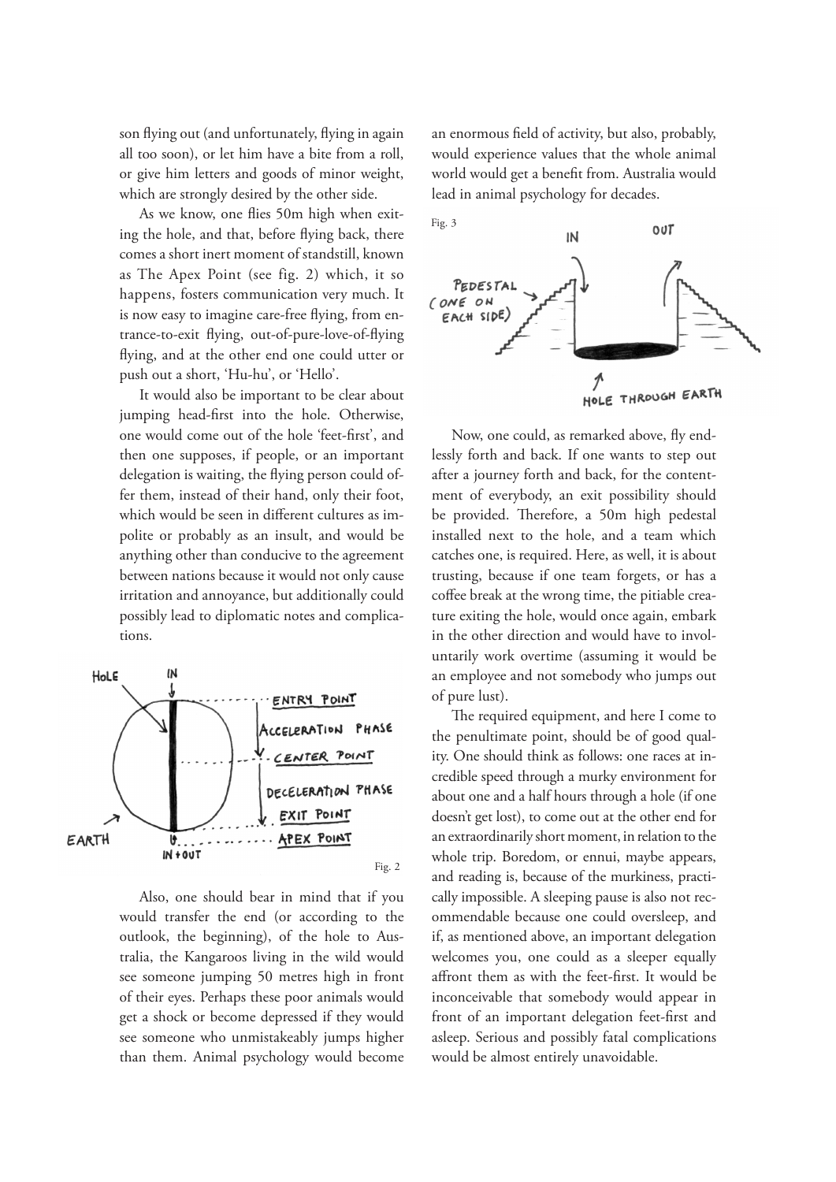son flying out (and unfortunately, flying in again all too soon), or let him have a bite from a roll, or give him letters and goods of minor weight, which are strongly desired by the other side.

As we know, one flies 50m high when exiting the hole, and that, before flying back, there comes a short inert moment of standstill, known as The Apex Point (see fig. 2) which, it so happens, fosters communication very much. It is now easy to imagine care-free flying, from entrance-to-exit flying, out-of-pure-love-of-flying flying, and at the other end one could utter or push out a short, 'Hu-hu', or 'Hello'.

It would also be important to be clear about jumping head-first into the hole. Otherwise, one would come out of the hole 'feet-first', and then one supposes, if people, or an important delegation is waiting, the flying person could offer them, instead of their hand, only their foot, which would be seen in different cultures as impolite or probably as an insult, and would be anything other than conducive to the agreement between nations because it would not only cause irritation and annoyance, but additionally could possibly lead to diplomatic notes and complications.

Fig. 2

Also, one should bear in mind that if you would transfer the end (or according to the outlook, the beginning), of the hole to Australia, the Kangaroos living in the wild would see someone jumping 50 metres high in front of their eyes. Perhaps these poor animals would get a shock or become depressed if they would see someone who unmistakeably jumps higher than them. Animal psychology would become an enormous field of activity, but also, probably, would experience values that the whole animal world would get a benefit from. Australia would lead in animal psychology for decades.

Fig. 3

Now, one could, as remarked above, fly endlessly forth and back. If one wants to step out after a journey forth and back, for the contentment of everybody, an exit possibility should be provided. Therefore, a 50m high pedestal installed next to the hole, and a team which catches one, is required. Here, as well, it is about trusting, because if one team forgets, or has a coffee break at the wrong time, the pitiable creature exiting the hole, would once again, embark in the other direction and would have to involuntarily work overtime (assuming it would be an employee and not somebody who jumps out of pure lust).

The required equipment, and here I come to the penultimate point, should be of good quality. One should think as follows: one races at incredible speed through a murky environment for about one and a half hours through a hole (if one doesn't get lost), to come out at the other end for an extraordinarily short moment, in relation to the whole trip. Boredom, or ennui, maybe appears, and reading is, because of the murkiness, practically impossible. A sleeping pause is also not recommendable because one could oversleep, and if, as mentioned above, an important delegation welcomes you, one could as a sleeper equally affront them as with the feet-first. It would be inconceivable that somebody would appear in front of an important delegation feet-first and asleep. Serious and possibly fatal complications would be almost entirely unavoidable.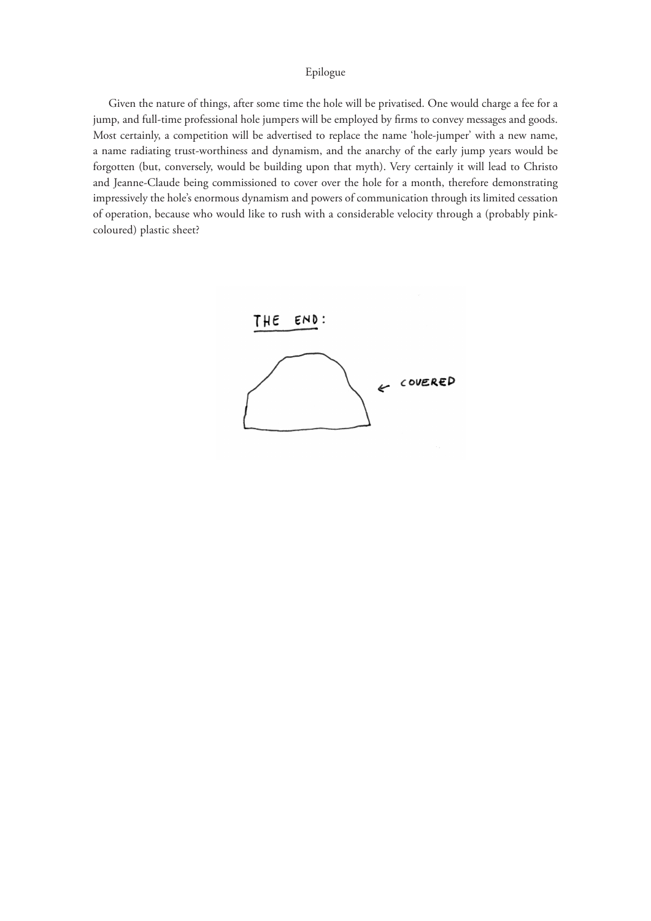# Epilogue

Given the nature of things, after some time the hole will be privatised. One would charge a fee for a jump, and full-time professional hole jumpers will be employed by firms to convey messages and goods. Most certainly, a competition will be advertised to replace the name 'hole-jumper' with a new name, a name radiating trust-worthiness and dynamism, and the anarchy of the early jump years would be forgotten (but, conversely, would be building upon that myth). Very certainly it will lead to Christo and Jeanne-Claude being commissioned to cover over the hole for a month, therefore demonstrating impressively the hole's enormous dynamism and powers of communication through its limited cessation of operation, because who would like to rush with a considerable velocity through a (probably pink-coloured) plastic sheet?

THE END:

← COVERED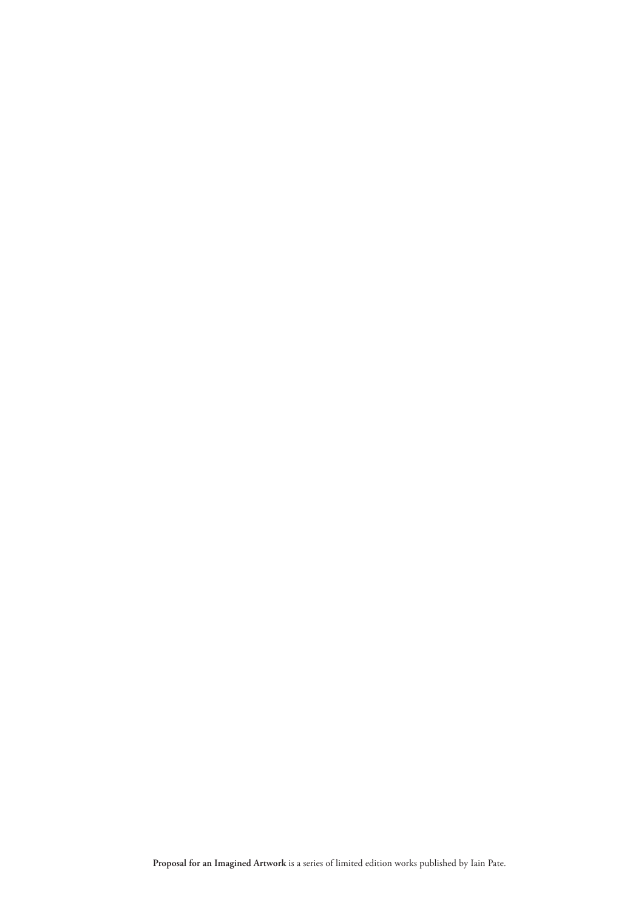**Proposal for an Imagined Artwork** is a series of limited edition works published by Iain Pate.